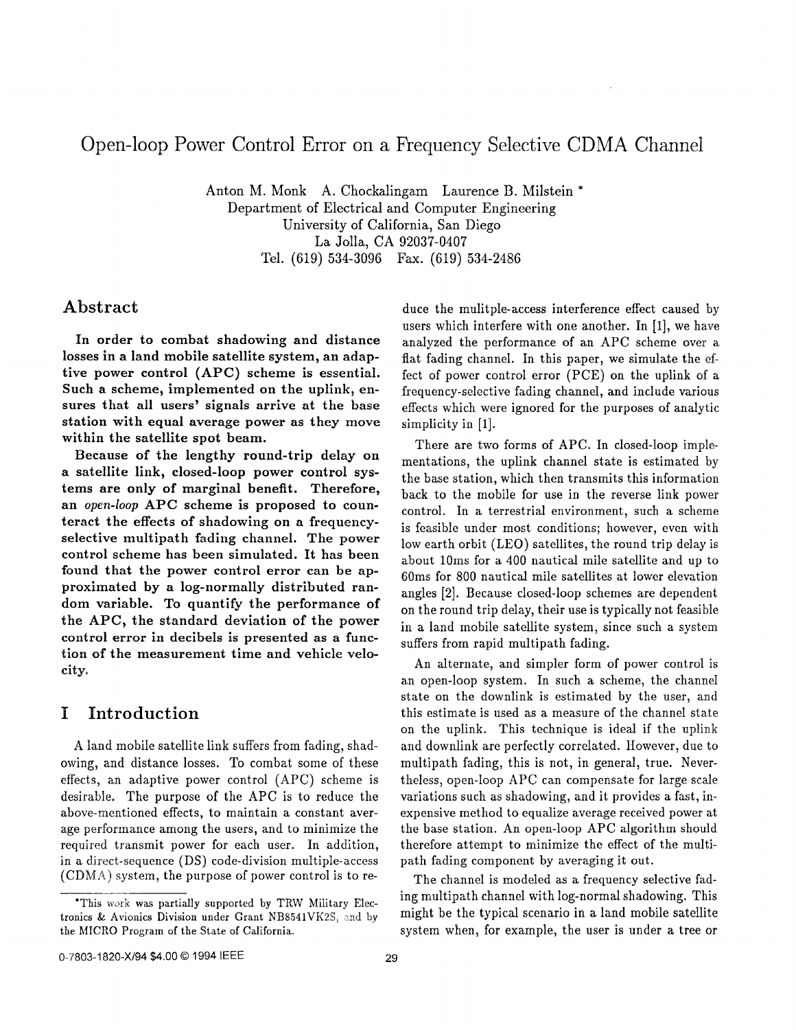# Open-loop Power Control Error on a Frequency Selective CDMA Channel

Anton M. Monk  A. Chockalingam  Laurence B. Milstein *
Department of Electrical and Computer Engineering
University of California, San Diego
La Jolla, CA 92037-0407
Tel. (619) 534-3096  Fax. (619) 534-2486

## Abstract

**In order to combat shadowing and distance losses in a land mobile satellite system, an adaptive power control (APC) scheme is essential. Such a scheme, implemented on the uplink, ensures that all users' signals arrive at the base station with equal average power as they move within the satellite spot beam.**

**Because of the lengthy round-trip delay on a satellite link, closed-loop power control systems are only of marginal benefit. Therefore, an *open-loop* APC scheme is proposed to counteract the effects of shadowing on a frequency-selective multipath fading channel. The power control scheme has been simulated. It has been found that the power control error can be approximated by a log-normally distributed random variable. To quantify the performance of the APC, the standard deviation of the power control error in decibels is presented as a function of the measurement time and vehicle velocity.**

## I Introduction

A land mobile satellite link suffers from fading, shadowing, and distance losses. To combat some of these effects, an adaptive power control (APC) scheme is desirable. The purpose of the APC is to reduce the above-mentioned effects, to maintain a constant average performance among the users, and to minimize the required transmit power for each user. In addition, in a direct-sequence (DS) code-division multiple-access (CDMA) system, the purpose of power control is to reduce the mulitple-access interference effect caused by users which interfere with one another. In [1], we have analyzed the performance of an APC scheme over a flat fading channel. In this paper, we simulate the effect of power control error (PCE) on the uplink of a frequency-selective fading channel, and include various effects which were ignored for the purposes of analytic simplicity in [1].

There are two forms of APC. In closed-loop implementations, the uplink channel state is estimated by the base station, which then transmits this information back to the mobile for use in the reverse link power control. In a terrestrial environment, such a scheme is feasible under most conditions; however, even with low earth orbit (LEO) satellites, the round trip delay is about 10ms for a 400 nautical mile satellite and up to 60ms for 800 nautical mile satellites at lower elevation angles [2]. Because closed-loop schemes are dependent on the round trip delay, their use is typically not feasible in a land mobile satellite system, since such a system suffers from rapid multipath fading.

An alternate, and simpler form of power control is an open-loop system. In such a scheme, the channel state on the downlink is estimated by the user, and this estimate is used as a measure of the channel state on the uplink. This technique is ideal if the uplink and downlink are perfectly correlated. However, due to multipath fading, this is not, in general, true. Nevertheless, open-loop APC can compensate for large scale variations such as shadowing, and it provides a fast, inexpensive method to equalize average received power at the base station. An open-loop APC algorithm should therefore attempt to minimize the effect of the multipath fading component by averaging it out.

The channel is modeled as a frequency selective fading multipath channel with log-normal shadowing. This might be the typical scenario in a land mobile satellite system when, for example, the user is under a tree or

*This work was partially supported by TRW Military Electronics & Avionics Division under Grant NB8541VK2S, and by the MICRO Program of the State of California.

0-7803-1820-X/94 $4.00 © 1994 IEEE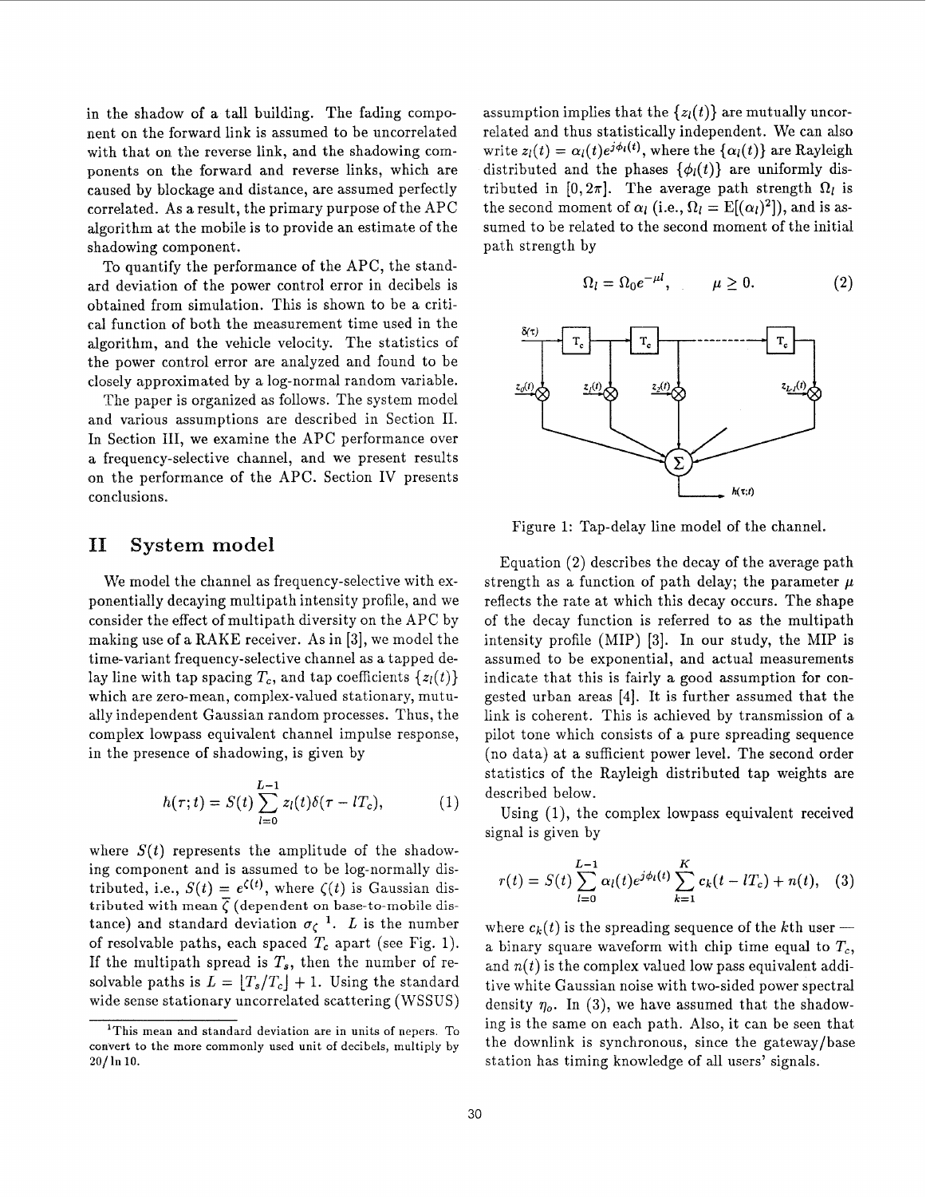in the shadow of a tall building. The fading component on the forward link is assumed to be uncorrelated with that on the reverse link, and the shadowing components on the forward and reverse links, which are caused by blockage and distance, are assumed perfectly correlated. As a result, the primary purpose of the APC algorithm at the mobile is to provide an estimate of the shadowing component.

To quantify the performance of the APC, the standard deviation of the power control error in decibels is obtained from simulation. This is shown to be a critical function of both the measurement time used in the algorithm, and the vehicle velocity. The statistics of the power control error are analyzed and found to be closely approximated by a log-normal random variable.

The paper is organized as follows. The system model and various assumptions are described in Section II. In Section III, we examine the APC performance over a frequency-selective channel, and we present results on the performance of the APC. Section IV presents conclusions.

# II System model

We model the channel as frequency-selective with exponentially decaying multipath intensity profile, and we consider the effect of multipath diversity on the APC by making use of a RAKE receiver. As in [3], we model the time-variant frequency-selective channel as a tapped delay line with tap spacing $T_c$, and tap coefficients $\{z_l(t)\}$ which are zero-mean, complex-valued stationary, mutually independent Gaussian random processes. Thus, the complex lowpass equivalent channel impulse response, in the presence of shadowing, is given by

$$h(\tau;t) = S(t)\sum_{l=0}^{L-1} z_l(t)\delta(\tau - lT_c), \qquad (1)$$

where $S(t)$ represents the amplitude of the shadowing component and is assumed to be log-normally distributed, i.e., $S(t) = e^{\zeta(t)}$, where $\zeta(t)$ is Gaussian distributed with mean $\overline{\zeta}$ (dependent on base-to-mobile distance) and standard deviation $\sigma_\zeta$ [1]. $L$ is the number of resolvable paths, each spaced $T_c$ apart (see Fig. 1). If the multipath spread is $T_s$, then the number of resolvable paths is $L = \lfloor T_s/T_c \rfloor + 1$. Using the standard wide sense stationary uncorrelated scattering (WSSUS) assumption implies that the $\{z_l(t)\}$ are mutually uncorrelated and thus statistically independent. We can also write $z_l(t) = \alpha_l(t)e^{j\phi_l(t)}$, where the $\{\alpha_l(t)\}$ are Rayleigh distributed and the phases $\{\phi_l(t)\}$ are uniformly distributed in $[0, 2\pi]$. The average path strength $\Omega_l$ is the second moment of $\alpha_l$ (i.e., $\Omega_l = \mathrm{E}[(\alpha_l)^2]$), and is assumed to be related to the second moment of the initial path strength by

$$\Omega_l = \Omega_0 e^{-\mu l}, \qquad \mu \geq 0. \qquad (2)$$

Figure 1: Tap-delay line model of the channel.

Equation (2) describes the decay of the average path strength as a function of path delay; the parameter $\mu$ reflects the rate at which this decay occurs. The shape of the decay function is referred to as the multipath intensity profile (MIP) [3]. In our study, the MIP is assumed to be exponential, and actual measurements indicate that this is fairly a good assumption for congested urban areas [4]. It is further assumed that the link is coherent. This is achieved by transmission of a pilot tone which consists of a pure spreading sequence (no data) at a sufficient power level. The second order statistics of the Rayleigh distributed tap weights are described below.

Using (1), the complex lowpass equivalent received signal is given by

$$r(t) = S(t)\sum_{l=0}^{L-1} \alpha_l(t)e^{j\phi_l(t)}\sum_{k=1}^{K} c_k(t - lT_c) + n(t), \qquad (3)$$

where $c_k(t)$ is the spreading sequence of the $k$th user — a binary square waveform with chip time equal to $T_c$, and $n(t)$ is the complex valued low pass equivalent additive white Gaussian noise with two-sided power spectral density $\eta_o$. In (3), we have assumed that the shadowing is the same on each path. Also, it can be seen that the downlink is synchronous, since the gateway/base station has timing knowledge of all users' signals.

[1] This mean and standard deviation are in units of nepers. To convert to the more commonly used unit of decibels, multiply by $20/\ln 10$.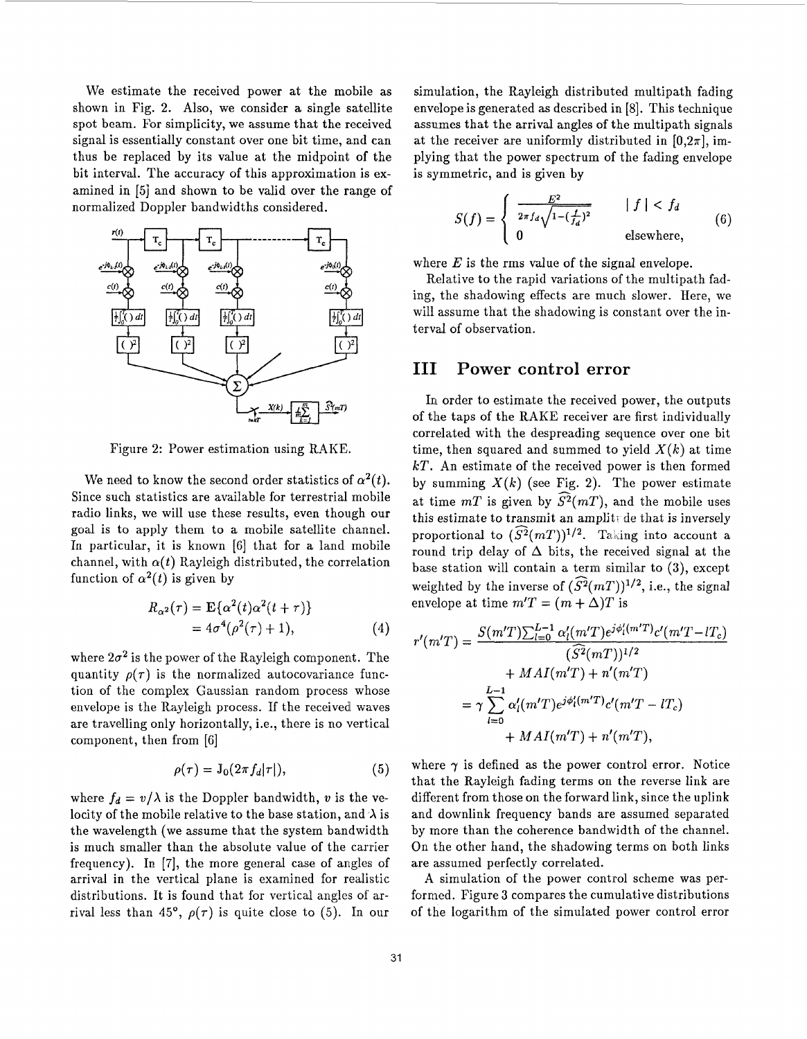We estimate the received power at the mobile as shown in Fig. 2. Also, we consider a single satellite spot beam. For simplicity, we assume that the received signal is essentially constant over one bit time, and can thus be replaced by its value at the midpoint of the bit interval. The accuracy of this approximation is examined in [5] and shown to be valid over the range of normalized Doppler bandwidths considered.

Figure 2: Power estimation using RAKE.

We need to know the second order statistics of $\alpha^2(t)$. Since such statistics are available for terrestrial mobile radio links, we will use these results, even though our goal is to apply them to a mobile satellite channel. In particular, it is known [6] that for a land mobile channel, with $\alpha(t)$ Rayleigh distributed, the correlation function of $\alpha^2(t)$ is given by

$$
\begin{aligned}
R_{\alpha^2}(\tau) &= \mathrm{E}\{\alpha^2(t)\alpha^2(t+\tau)\} \\
&= 4\sigma^4(\rho^2(\tau)+1),
\end{aligned} \tag{4}
$$

where $2\sigma^2$ is the power of the Rayleigh component. The quantity $\rho(\tau)$ is the normalized autocovariance function of the complex Gaussian random process whose envelope is the Rayleigh process. If the received waves are travelling only horizontally, i.e., there is no vertical component, then from [6]

$$
\rho(\tau) = \mathrm{J}_0(2\pi f_d|\tau|), \tag{5}
$$

where $f_d = v/\lambda$ is the Doppler bandwidth, $v$ is the velocity of the mobile relative to the base station, and $\lambda$ is the wavelength (we assume that the system bandwidth is much smaller than the absolute value of the carrier frequency). In [7], the more general case of angles of arrival in the vertical plane is examined for realistic distributions. It is found that for vertical angles of arrival less than 45°, $\rho(\tau)$ is quite close to (5). In our simulation, the Rayleigh distributed multipath fading envelope is generated as described in [8]. This technique assumes that the arrival angles of the multipath signals at the receiver are uniformly distributed in $[0,2\pi]$, implying that the power spectrum of the fading envelope is symmetric, and is given by

$$
S(f) = \begin{cases} \dfrac{E^2}{2\pi f_d\sqrt{1-(\frac{f}{f_d})^2}} & |f| < f_d \\ 0 & \text{elsewhere,} \end{cases} \tag{6}
$$

where $E$ is the rms value of the signal envelope.

Relative to the rapid variations of the multipath fading, the shadowing effects are much slower. Here, we will assume that the shadowing is constant over the interval of observation.

# III Power control error

In order to estimate the received power, the outputs of the taps of the RAKE receiver are first individually correlated with the despreading sequence over one bit time, then squared and summed to yield $X(k)$ at time $kT$. An estimate of the received power is then formed by summing $X(k)$ (see Fig. 2). The power estimate at time $mT$ is given by $\widehat{S^2}(mT)$, and the mobile uses this estimate to transmit an amplitude that is inversely proportional to $(\widehat{S^2}(mT))^{1/2}$. Taking into account a round trip delay of $\Delta$ bits, the received signal at the base station will contain a term similar to (3), except weighted by the inverse of $(\widehat{S^2}(mT))^{1/2}$, i.e., the signal envelope at time $m'T = (m+\Delta)T$ is

$$
\begin{aligned}
r'(m'T) &= \frac{S(m'T)\sum_{l=0}^{L-1}\alpha_l'(m'T)e^{j\phi_l'(m'T)}c'(m'T-lT_c)}{(\widehat{S^2}(mT))^{1/2}} \\
&\quad + MAI(m'T) + n'(m'T) \\
&= \gamma\sum_{l=0}^{L-1}\alpha_l'(m'T)e^{j\phi_l'(m'T)}c'(m'T-lT_c) \\
&\quad + MAI(m'T) + n'(m'T),
\end{aligned}
$$

where $\gamma$ is defined as the power control error. Notice that the Rayleigh fading terms on the reverse link are different from those on the forward link, since the uplink and downlink frequency bands are assumed separated by more than the coherence bandwidth of the channel. On the other hand, the shadowing terms on both links are assumed perfectly correlated.

A simulation of the power control scheme was performed. Figure 3 compares the cumulative distributions of the logarithm of the simulated power control error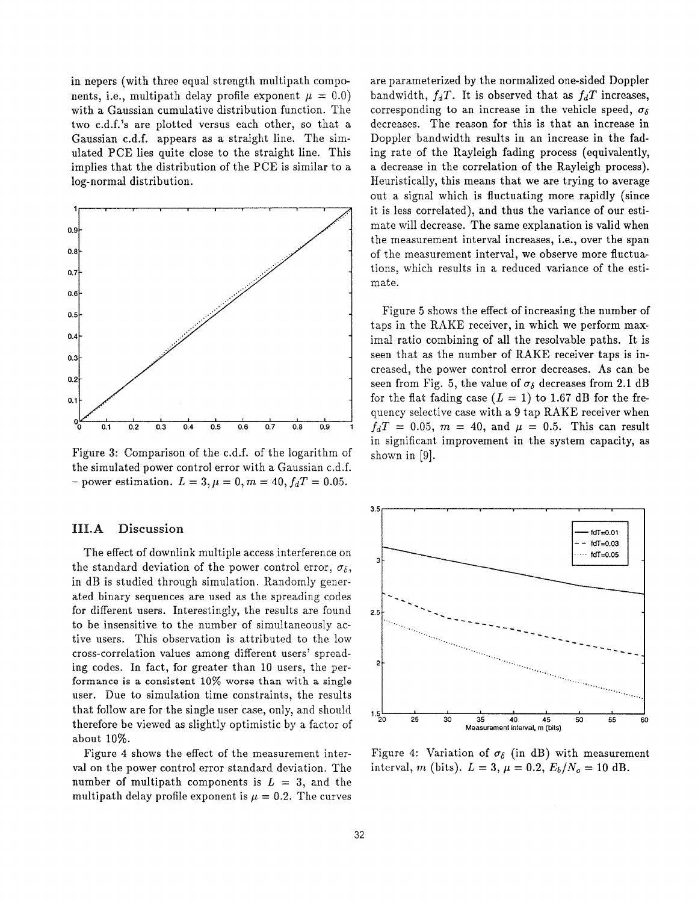in nepers (with three equal strength multipath components, i.e., multipath delay profile exponent $\mu = 0.0$) with a Gaussian cumulative distribution function. The two c.d.f.'s are plotted versus each other, so that a Gaussian c.d.f. appears as a straight line. The simulated PCE lies quite close to the straight line. This implies that the distribution of the PCE is similar to a log-normal distribution.

Figure 3: Comparison of the c.d.f. of the logarithm of the simulated power control error with a Gaussian c.d.f. - power estimation. $L = 3, \mu = 0, m = 40, f_dT = 0.05$.

### III.A Discussion

The effect of downlink multiple access interference on the standard deviation of the power control error, $\sigma_\delta$, in dB is studied through simulation. Randomly generated binary sequences are used as the spreading codes for different users. Interestingly, the results are found to be insensitive to the number of simultaneously active users. This observation is attributed to the low cross-correlation values among different users' spreading codes. In fact, for greater than 10 users, the performance is a consistent 10% worse than with a single user. Due to simulation time constraints, the results that follow are for the single user case, only, and should therefore be viewed as slightly optimistic by a factor of about 10%.

Figure 4 shows the effect of the measurement interval on the power control error standard deviation. The number of multipath components is $L = 3$, and the multipath delay profile exponent is $\mu = 0.2$. The curves are parameterized by the normalized one-sided Doppler bandwidth, $f_dT$. It is observed that as $f_dT$ increases, corresponding to an increase in the vehicle speed, $\sigma_\delta$ decreases. The reason for this is that an increase in Doppler bandwidth results in an increase in the fading rate of the Rayleigh fading process (equivalently, a decrease in the correlation of the Rayleigh process). Heuristically, this means that we are trying to average out a signal which is fluctuating more rapidly (since it is less correlated), and thus the variance of our estimate will decrease. The same explanation is valid when the measurement interval increases, i.e., over the span of the measurement interval, we observe more fluctuations, which results in a reduced variance of the estimate.

Figure 5 shows the effect of increasing the number of taps in the RAKE receiver, in which we perform maximal ratio combining of all the resolvable paths. It is seen that as the number of RAKE receiver taps is increased, the power control error decreases. As can be seen from Fig. 5, the value of $\sigma_\delta$ decreases from 2.1 dB for the flat fading case ($L = 1$) to 1.67 dB for the frequency selective case with a 9 tap RAKE receiver when $f_dT = 0.05$, $m = 40$, and $\mu = 0.5$. This can result in significant improvement in the system capacity, as shown in [9].

Figure 4: Variation of $\sigma_\delta$ (in dB) with measurement interval, $m$ (bits). $L = 3$, $\mu = 0.2$, $E_b/N_o = 10$ dB.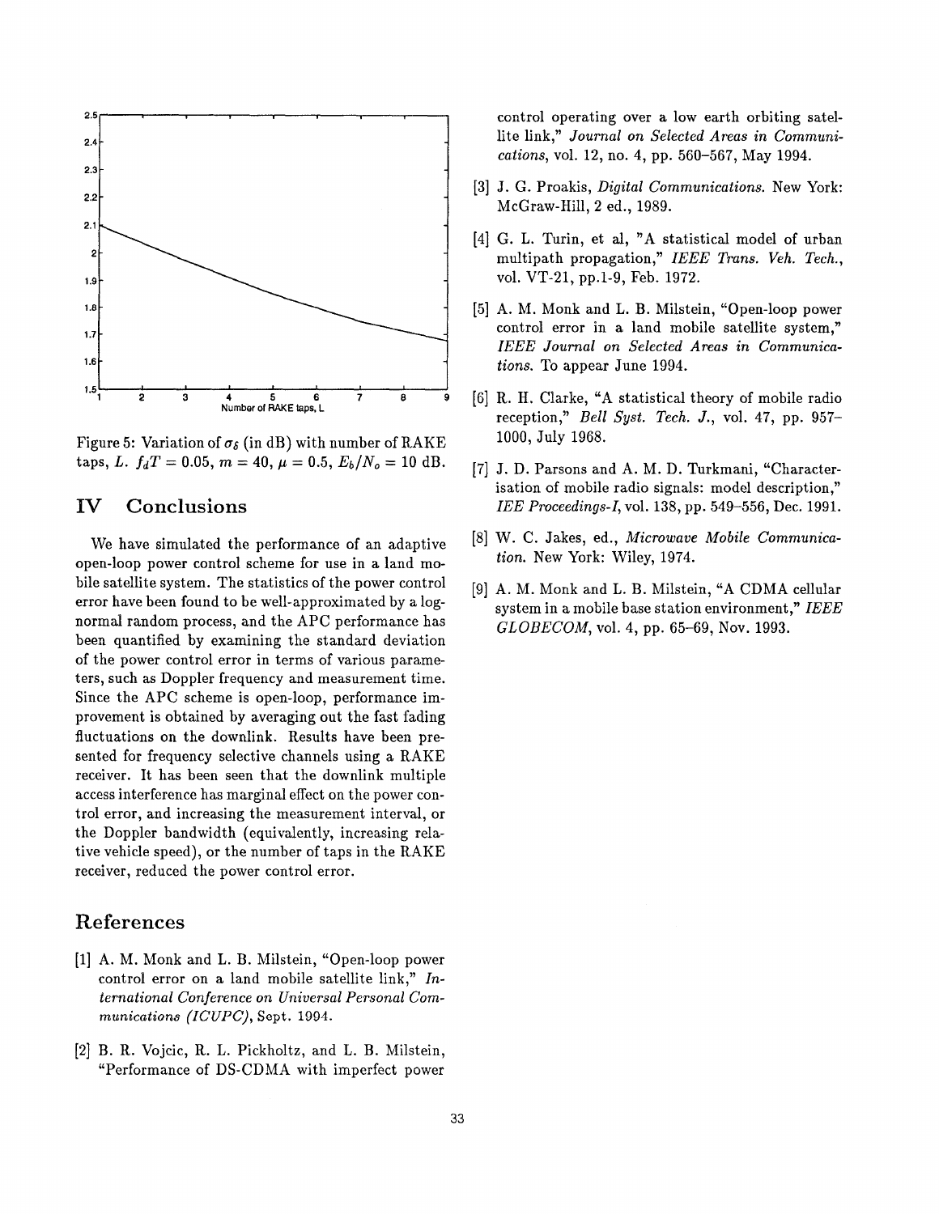2.5
2.4
2.3
2.2
2.1
2
1.9
1.8
1.7
1.6
1.5

1 2 3 4 5 6 7 8 9

Number of RAKE taps, L

Figure 5: Variation of $\sigma_\delta$ (in dB) with number of RAKE taps, $L$. $f_d T = 0.05$, $m = 40$, $\mu = 0.5$, $E_b/N_o = 10$ dB.

## IV Conclusions

We have simulated the performance of an adaptive open-loop power control scheme for use in a land mobile satellite system. The statistics of the power control error have been found to be well-approximated by a log-normal random process, and the APC performance has been quantified by examining the standard deviation of the power control error in terms of various parameters, such as Doppler frequency and measurement time. Since the APC scheme is open-loop, performance improvement is obtained by averaging out the fast fading fluctuations on the downlink. Results have been presented for frequency selective channels using a RAKE receiver. It has been seen that the downlink multiple access interference has marginal effect on the power control error, and increasing the measurement interval, or the Doppler bandwidth (equivalently, increasing relative vehicle speed), or the number of taps in the RAKE receiver, reduced the power control error.

## References

[1] A. M. Monk and L. B. Milstein, "Open-loop power control error on a land mobile satellite link," *International Conference on Universal Personal Communications (ICUPC)*, Sept. 1994.

[2] B. R. Vojcic, R. L. Pickholtz, and L. B. Milstein, "Performance of DS-CDMA with imperfect power control operating over a low earth orbiting satellite link," *Journal on Selected Areas in Communications*, vol. 12, no. 4, pp. 560–567, May 1994.

[3] J. G. Proakis, *Digital Communications*. New York: McGraw-Hill, 2 ed., 1989.

[4] G. L. Turin, et al, "A statistical model of urban multipath propagation," *IEEE Trans. Veh. Tech.*, vol. VT-21, pp.1-9, Feb. 1972.

[5] A. M. Monk and L. B. Milstein, "Open-loop power control error in a land mobile satellite system," *IEEE Journal on Selected Areas in Communications*. To appear June 1994.

[6] R. H. Clarke, "A statistical theory of mobile radio reception," *Bell Syst. Tech. J.*, vol. 47, pp. 957–1000, July 1968.

[7] J. D. Parsons and A. M. D. Turkmani, "Characterisation of mobile radio signals: model description," *IEE Proceedings-I*, vol. 138, pp. 549–556, Dec. 1991.

[8] W. C. Jakes, ed., *Microwave Mobile Communication*. New York: Wiley, 1974.

[9] A. M. Monk and L. B. Milstein, "A CDMA cellular system in a mobile base station environment," *IEEE GLOBECOM*, vol. 4, pp. 65–69, Nov. 1993.